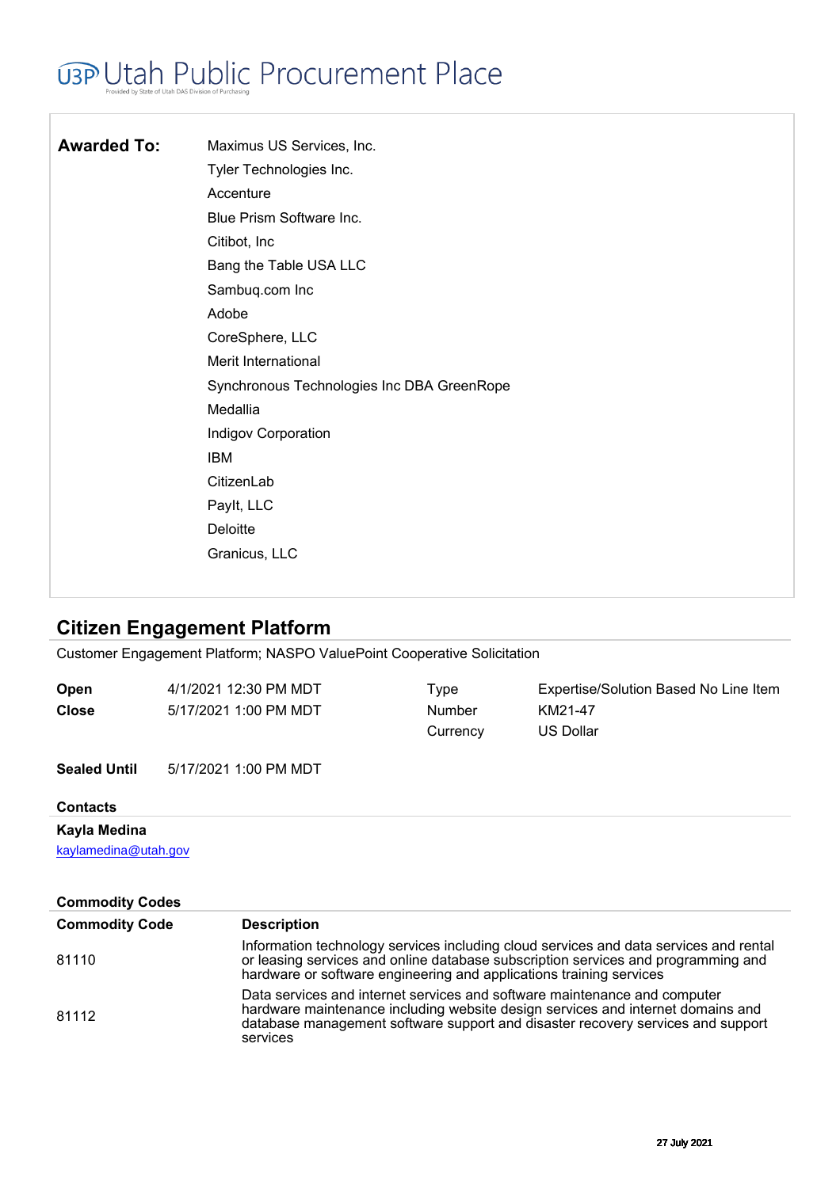# Utah Public Procurement Place

Provided by State of Utah DAS Division of Purchasing

**Awarded To:**

Maximus US Services, Inc.
Tyler Technologies Inc.
Accenture
Blue Prism Software Inc.
Citibot, Inc
Bang the Table USA LLC
Sambuq.com Inc
Adobe
CoreSphere, LLC
Merit International
Synchronous Technologies Inc DBA GreenRope
Medallia
Indigov Corporation
IBM
CitizenLab
PayIt, LLC
Deloitte
Granicus, LLC

## Citizen Engagement Platform

Customer Engagement Platform; NASPO ValuePoint Cooperative Solicitation

| | | | |
|---|---|---|---|
| **Open** | 4/1/2021 12:30 PM MDT | Type | Expertise/Solution Based No Line Item |
| **Close** | 5/17/2021 1:00 PM MDT | Number | KM21-47 |
| | | Currency | US Dollar |

**Sealed Until** 5/17/2021 1:00 PM MDT

### Contacts

**Kayla Medina**
kaylamedina@utah.gov

### Commodity Codes

| Commodity Code | Description |
|---|---|
| 81110 | Information technology services including cloud services and data services and rental or leasing services and online database subscription services and programming and hardware or software engineering and applications training services |
| 81112 | Data services and internet services and software maintenance and computer hardware maintenance including website design services and internet domains and database management software support and disaster recovery services and support services |

27 July 2021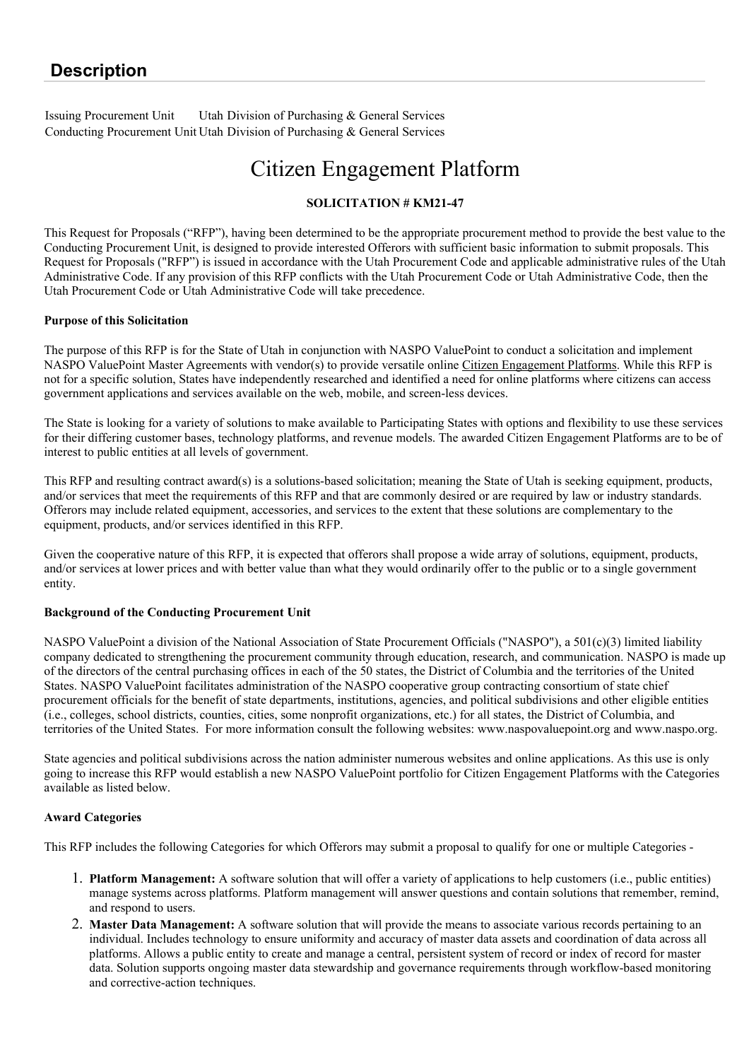## Description

Issuing Procurement Unit Utah Division of Purchasing & General Services
Conducting Procurement Unit Utah Division of Purchasing & General Services

# Citizen Engagement Platform

**SOLICITATION # KM21-47**

This Request for Proposals ("RFP"), having been determined to be the appropriate procurement method to provide the best value to the Conducting Procurement Unit, is designed to provide interested Offerors with sufficient basic information to submit proposals. This Request for Proposals ("RFP") is issued in accordance with the Utah Procurement Code and applicable administrative rules of the Utah Administrative Code. If any provision of this RFP conflicts with the Utah Procurement Code or Utah Administrative Code, then the Utah Procurement Code or Utah Administrative Code will take precedence.

**Purpose of this Solicitation**

The purpose of this RFP is for the State of Utah in conjunction with NASPO ValuePoint to conduct a solicitation and implement NASPO ValuePoint Master Agreements with vendor(s) to provide versatile online Citizen Engagement Platforms. While this RFP is not for a specific solution, States have independently researched and identified a need for online platforms where citizens can access government applications and services available on the web, mobile, and screen-less devices.

The State is looking for a variety of solutions to make available to Participating States with options and flexibility to use these services for their differing customer bases, technology platforms, and revenue models. The awarded Citizen Engagement Platforms are to be of interest to public entities at all levels of government.

This RFP and resulting contract award(s) is a solutions-based solicitation; meaning the State of Utah is seeking equipment, products, and/or services that meet the requirements of this RFP and that are commonly desired or are required by law or industry standards. Offerors may include related equipment, accessories, and services to the extent that these solutions are complementary to the equipment, products, and/or services identified in this RFP.

Given the cooperative nature of this RFP, it is expected that offerors shall propose a wide array of solutions, equipment, products, and/or services at lower prices and with better value than what they would ordinarily offer to the public or to a single government entity.

**Background of the Conducting Procurement Unit**

NASPO ValuePoint a division of the National Association of State Procurement Officials ("NASPO"), a 501(c)(3) limited liability company dedicated to strengthening the procurement community through education, research, and communication. NASPO is made up of the directors of the central purchasing offices in each of the 50 states, the District of Columbia and the territories of the United States. NASPO ValuePoint facilitates administration of the NASPO cooperative group contracting consortium of state chief procurement officials for the benefit of state departments, institutions, agencies, and political subdivisions and other eligible entities (i.e., colleges, school districts, counties, cities, some nonprofit organizations, etc.) for all states, the District of Columbia, and territories of the United States. For more information consult the following websites: www.naspovaluepoint.org and www.naspo.org.

State agencies and political subdivisions across the nation administer numerous websites and online applications. As this use is only going to increase this RFP would establish a new NASPO ValuePoint portfolio for Citizen Engagement Platforms with the Categories available as listed below.

**Award Categories**

This RFP includes the following Categories for which Offerors may submit a proposal to qualify for one or multiple Categories -

1. **Platform Management:** A software solution that will offer a variety of applications to help customers (i.e., public entities) manage systems across platforms. Platform management will answer questions and contain solutions that remember, remind, and respond to users.
2. **Master Data Management:** A software solution that will provide the means to associate various records pertaining to an individual. Includes technology to ensure uniformity and accuracy of master data assets and coordination of data across all platforms. Allows a public entity to create and manage a central, persistent system of record or index of record for master data. Solution supports ongoing master data stewardship and governance requirements through workflow-based monitoring and corrective-action techniques.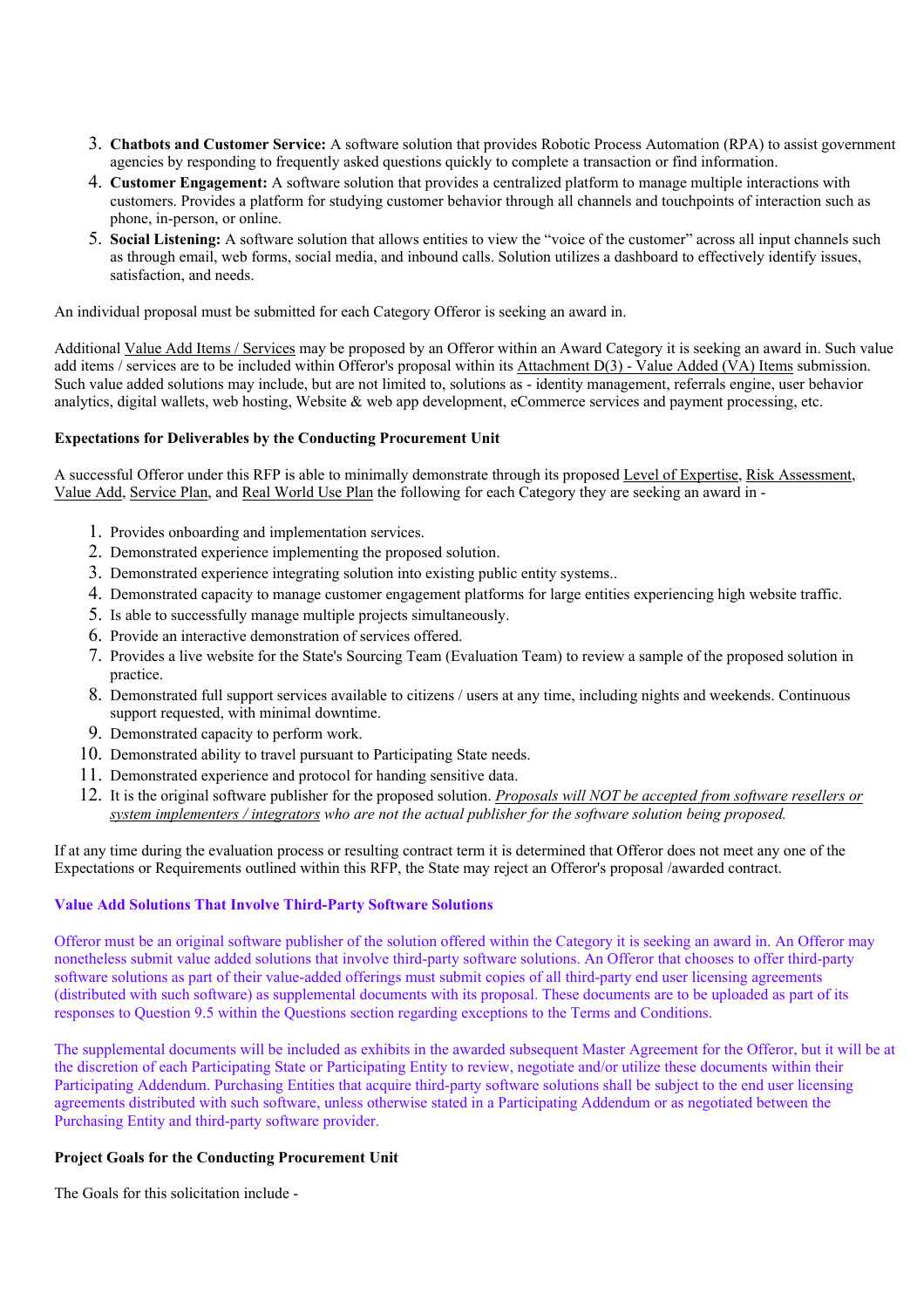3. **Chatbots and Customer Service:** A software solution that provides Robotic Process Automation (RPA) to assist government agencies by responding to frequently asked questions quickly to complete a transaction or find information.
4. **Customer Engagement:** A software solution that provides a centralized platform to manage multiple interactions with customers. Provides a platform for studying customer behavior through all channels and touchpoints of interaction such as phone, in-person, or online.
5. **Social Listening:** A software solution that allows entities to view the "voice of the customer" across all input channels such as through email, web forms, social media, and inbound calls. Solution utilizes a dashboard to effectively identify issues, satisfaction, and needs.

An individual proposal must be submitted for each Category Offeror is seeking an award in.

Additional Value Add Items / Services may be proposed by an Offeror within an Award Category it is seeking an award in. Such value add items / services are to be included within Offeror's proposal within its Attachment D(3) - Value Added (VA) Items submission. Such value added solutions may include, but are not limited to, solutions as - identity management, referrals engine, user behavior analytics, digital wallets, web hosting, Website & web app development, eCommerce services and payment processing, etc.

**Expectations for Deliverables by the Conducting Procurement Unit**

A successful Offeror under this RFP is able to minimally demonstrate through its proposed Level of Expertise, Risk Assessment, Value Add, Service Plan, and Real World Use Plan the following for each Category they are seeking an award in -

1. Provides onboarding and implementation services.
2. Demonstrated experience implementing the proposed solution.
3. Demonstrated experience integrating solution into existing public entity systems..
4. Demonstrated capacity to manage customer engagement platforms for large entities experiencing high website traffic.
5. Is able to successfully manage multiple projects simultaneously.
6. Provide an interactive demonstration of services offered.
7. Provides a live website for the State's Sourcing Team (Evaluation Team) to review a sample of the proposed solution in practice.
8. Demonstrated full support services available to citizens / users at any time, including nights and weekends. Continuous support requested, with minimal downtime.
9. Demonstrated capacity to perform work.
10. Demonstrated ability to travel pursuant to Participating State needs.
11. Demonstrated experience and protocol for handing sensitive data.
12. It is the original software publisher for the proposed solution. *Proposals will NOT be accepted from software resellers or system implementers / integrators who are not the actual publisher for the software solution being proposed.*

If at any time during the evaluation process or resulting contract term it is determined that Offeror does not meet any one of the Expectations or Requirements outlined within this RFP, the State may reject an Offeror's proposal /awarded contract.

**Value Add Solutions That Involve Third-Party Software Solutions**

Offeror must be an original software publisher of the solution offered within the Category it is seeking an award in. An Offeror may nonetheless submit value added solutions that involve third-party software solutions. An Offeror that chooses to offer third-party software solutions as part of their value-added offerings must submit copies of all third-party end user licensing agreements (distributed with such software) as supplemental documents with its proposal. These documents are to be uploaded as part of its responses to Question 9.5 within the Questions section regarding exceptions to the Terms and Conditions.

The supplemental documents will be included as exhibits in the awarded subsequent Master Agreement for the Offeror, but it will be at the discretion of each Participating State or Participating Entity to review, negotiate and/or utilize these documents within their Participating Addendum. Purchasing Entities that acquire third-party software solutions shall be subject to the end user licensing agreements distributed with such software, unless otherwise stated in a Participating Addendum or as negotiated between the Purchasing Entity and third-party software provider.

**Project Goals for the Conducting Procurement Unit**

The Goals for this solicitation include -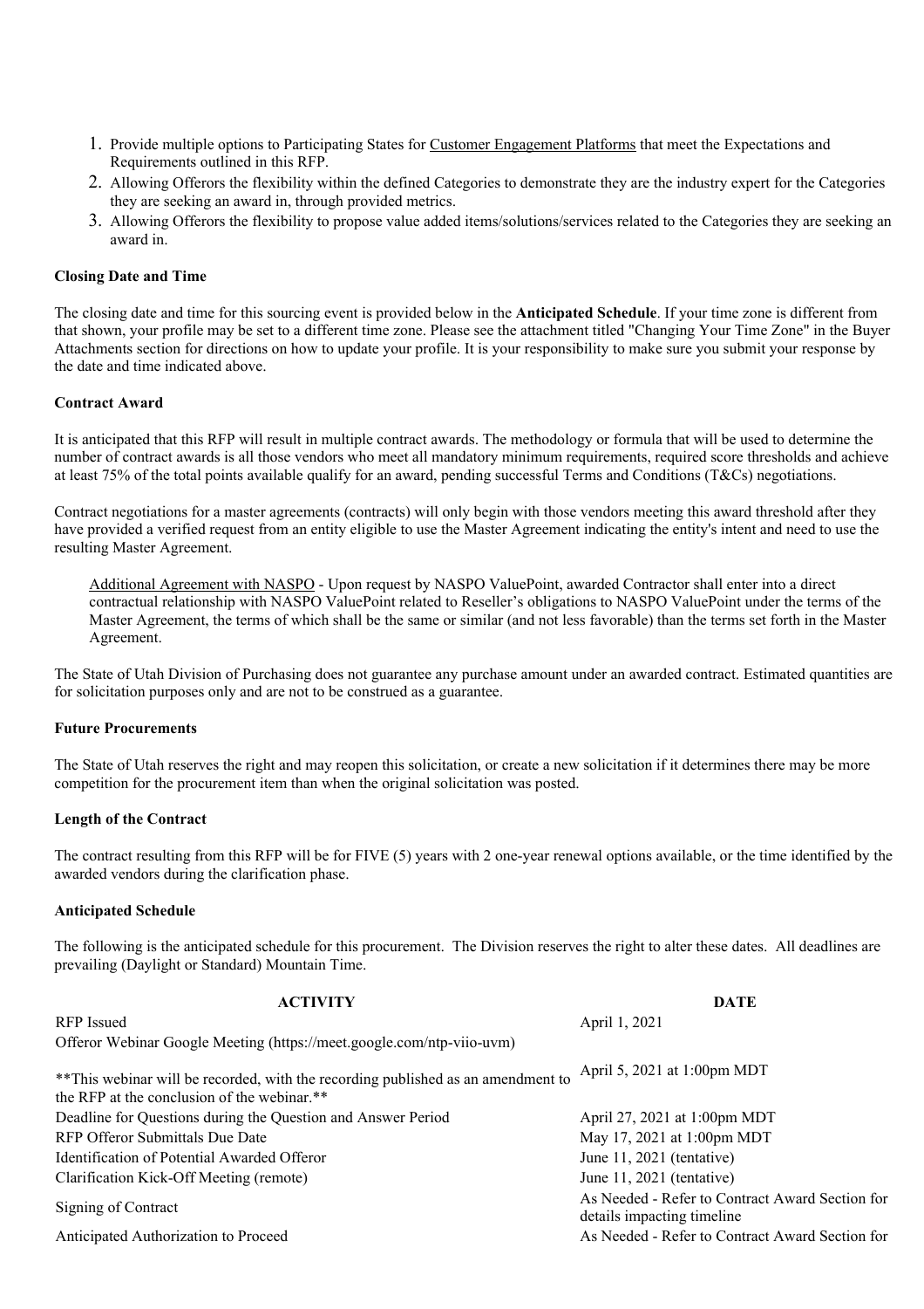1. Provide multiple options to Participating States for Customer Engagement Platforms that meet the Expectations and Requirements outlined in this RFP.
2. Allowing Offerors the flexibility within the defined Categories to demonstrate they are the industry expert for the Categories they are seeking an award in, through provided metrics.
3. Allowing Offerors the flexibility to propose value added items/solutions/services related to the Categories they are seeking an award in.

**Closing Date and Time**

The closing date and time for this sourcing event is provided below in the **Anticipated Schedule**. If your time zone is different from that shown, your profile may be set to a different time zone. Please see the attachment titled "Changing Your Time Zone" in the Buyer Attachments section for directions on how to update your profile. It is your responsibility to make sure you submit your response by the date and time indicated above.

**Contract Award**

It is anticipated that this RFP will result in multiple contract awards. The methodology or formula that will be used to determine the number of contract awards is all those vendors who meet all mandatory minimum requirements, required score thresholds and achieve at least 75% of the total points available qualify for an award, pending successful Terms and Conditions (T&Cs) negotiations.

Contract negotiations for a master agreements (contracts) will only begin with those vendors meeting this award threshold after they have provided a verified request from an entity eligible to use the Master Agreement indicating the entity's intent and need to use the resulting Master Agreement.

> Additional Agreement with NASPO - Upon request by NASPO ValuePoint, awarded Contractor shall enter into a direct contractual relationship with NASPO ValuePoint related to Reseller's obligations to NASPO ValuePoint under the terms of the Master Agreement, the terms of which shall be the same or similar (and not less favorable) than the terms set forth in the Master Agreement.

The State of Utah Division of Purchasing does not guarantee any purchase amount under an awarded contract. Estimated quantities are for solicitation purposes only and are not to be construed as a guarantee.

**Future Procurements**

The State of Utah reserves the right and may reopen this solicitation, or create a new solicitation if it determines there may be more competition for the procurement item than when the original solicitation was posted.

**Length of the Contract**

The contract resulting from this RFP will be for FIVE (5) years with 2 one-year renewal options available, or the time identified by the awarded vendors during the clarification phase.

**Anticipated Schedule**

The following is the anticipated schedule for this procurement. The Division reserves the right to alter these dates. All deadlines are prevailing (Daylight or Standard) Mountain Time.

| ACTIVITY | DATE |
|---|---|
| RFP Issued | April 1, 2021 |
| Offeror Webinar Google Meeting (https://meet.google.com/ntp-viio-uvm)<br><br>**This webinar will be recorded, with the recording published as an amendment to the RFP at the conclusion of the webinar.** | April 5, 2021 at 1:00pm MDT |
| Deadline for Questions during the Question and Answer Period | April 27, 2021 at 1:00pm MDT |
| RFP Offeror Submittals Due Date | May 17, 2021 at 1:00pm MDT |
| Identification of Potential Awarded Offeror | June 11, 2021 (tentative) |
| Clarification Kick-Off Meeting (remote) | June 11, 2021 (tentative) |
| Signing of Contract | As Needed - Refer to Contract Award Section for details impacting timeline |
| Anticipated Authorization to Proceed | As Needed - Refer to Contract Award Section for |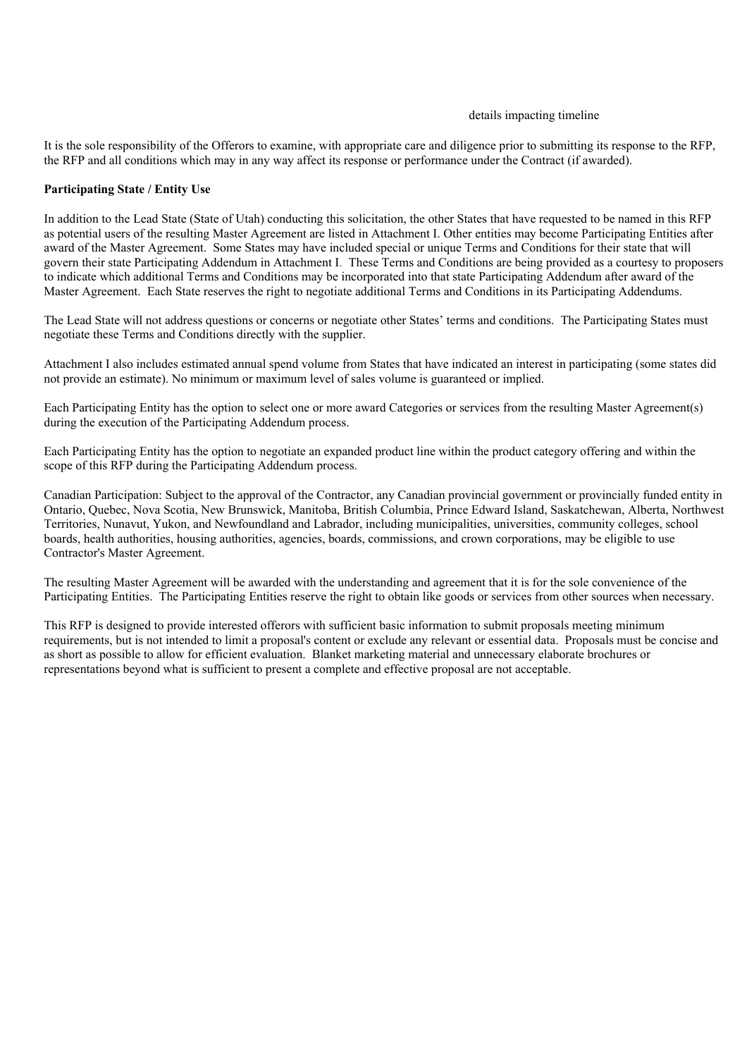details impacting timeline

It is the sole responsibility of the Offerors to examine, with appropriate care and diligence prior to submitting its response to the RFP, the RFP and all conditions which may in any way affect its response or performance under the Contract (if awarded).

**Participating State / Entity Use**

In addition to the Lead State (State of Utah) conducting this solicitation, the other States that have requested to be named in this RFP as potential users of the resulting Master Agreement are listed in Attachment I. Other entities may become Participating Entities after award of the Master Agreement. Some States may have included special or unique Terms and Conditions for their state that will govern their state Participating Addendum in Attachment I. These Terms and Conditions are being provided as a courtesy to proposers to indicate which additional Terms and Conditions may be incorporated into that state Participating Addendum after award of the Master Agreement. Each State reserves the right to negotiate additional Terms and Conditions in its Participating Addendums.

The Lead State will not address questions or concerns or negotiate other States' terms and conditions. The Participating States must negotiate these Terms and Conditions directly with the supplier.

Attachment I also includes estimated annual spend volume from States that have indicated an interest in participating (some states did not provide an estimate). No minimum or maximum level of sales volume is guaranteed or implied.

Each Participating Entity has the option to select one or more award Categories or services from the resulting Master Agreement(s) during the execution of the Participating Addendum process.

Each Participating Entity has the option to negotiate an expanded product line within the product category offering and within the scope of this RFP during the Participating Addendum process.

Canadian Participation: Subject to the approval of the Contractor, any Canadian provincial government or provincially funded entity in Ontario, Quebec, Nova Scotia, New Brunswick, Manitoba, British Columbia, Prince Edward Island, Saskatchewan, Alberta, Northwest Territories, Nunavut, Yukon, and Newfoundland and Labrador, including municipalities, universities, community colleges, school boards, health authorities, housing authorities, agencies, boards, commissions, and crown corporations, may be eligible to use Contractor's Master Agreement.

The resulting Master Agreement will be awarded with the understanding and agreement that it is for the sole convenience of the Participating Entities. The Participating Entities reserve the right to obtain like goods or services from other sources when necessary.

This RFP is designed to provide interested offerors with sufficient basic information to submit proposals meeting minimum requirements, but is not intended to limit a proposal's content or exclude any relevant or essential data. Proposals must be concise and as short as possible to allow for efficient evaluation. Blanket marketing material and unnecessary elaborate brochures or representations beyond what is sufficient to present a complete and effective proposal are not acceptable.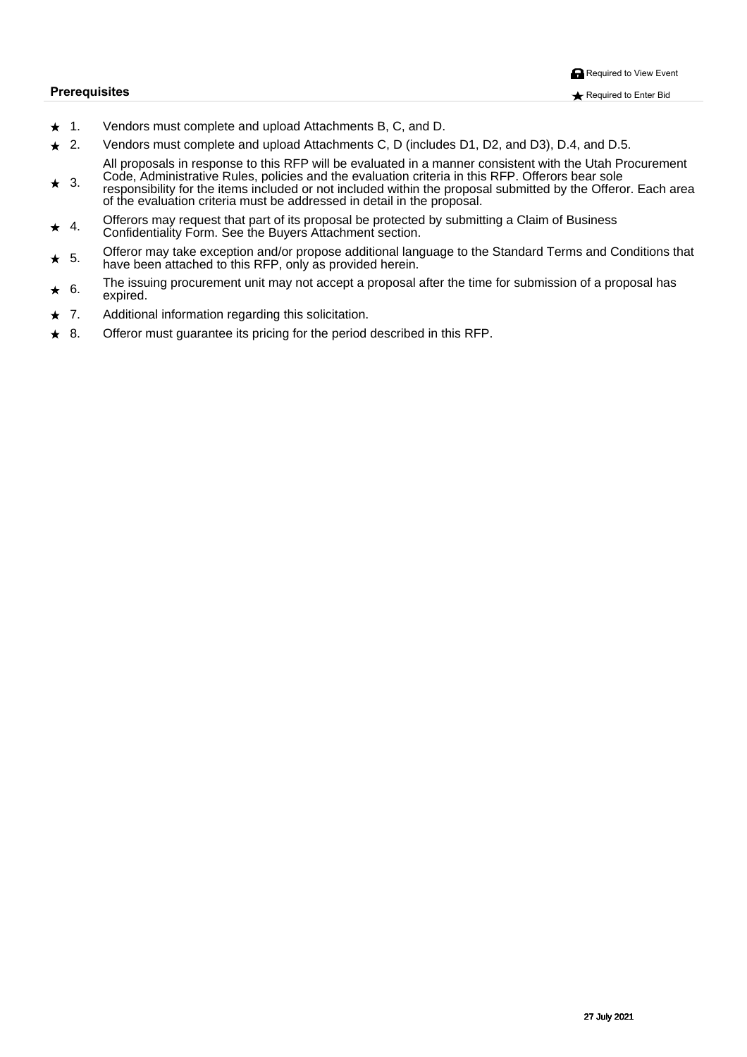🔒 Required to View Event

★ Required to Enter Bid

**Prerequisites**

- ★ 1. Vendors must complete and upload Attachments B, C, and D.
- ★ 2. Vendors must complete and upload Attachments C, D (includes D1, D2, and D3), D.4, and D.5.
- ★ 3. All proposals in response to this RFP will be evaluated in a manner consistent with the Utah Procurement Code, Administrative Rules, policies and the evaluation criteria in this RFP. Offerors bear sole responsibility for the items included or not included within the proposal submitted by the Offeror. Each area of the evaluation criteria must be addressed in detail in the proposal.
- ★ 4. Offerors may request that part of its proposal be protected by submitting a Claim of Business Confidentiality Form. See the Buyers Attachment section.
- ★ 5. Offeror may take exception and/or propose additional language to the Standard Terms and Conditions that have been attached to this RFP, only as provided herein.
- ★ 6. The issuing procurement unit may not accept a proposal after the time for submission of a proposal has expired.
- ★ 7. Additional information regarding this solicitation.
- ★ 8. Offeror must guarantee its pricing for the period described in this RFP.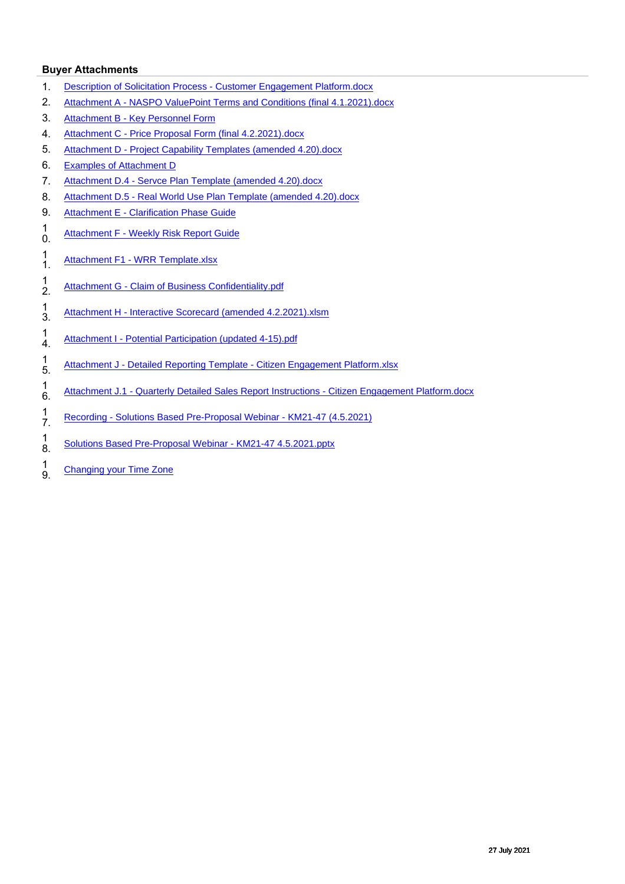### Buyer Attachments

1. Description of Solicitation Process - Customer Engagement Platform.docx
2. Attachment A - NASPO ValuePoint Terms and Conditions (final 4.1.2021).docx
3. Attachment B - Key Personnel Form
4. Attachment C - Price Proposal Form (final 4.2.2021).docx
5. Attachment D - Project Capability Templates (amended 4.20).docx
6. Examples of Attachment D
7. Attachment D.4 - Servce Plan Template (amended 4.20).docx
8. Attachment D.5 - Real World Use Plan Template (amended 4.20).docx
9. Attachment E - Clarification Phase Guide
10. Attachment F - Weekly Risk Report Guide
11. Attachment F1 - WRR Template.xlsx
12. Attachment G - Claim of Business Confidentiality.pdf
13. Attachment H - Interactive Scorecard (amended 4.2.2021).xlsm
14. Attachment I - Potential Participation (updated 4-15).pdf
15. Attachment J - Detailed Reporting Template - Citizen Engagement Platform.xlsx
16. Attachment J.1 - Quarterly Detailed Sales Report Instructions - Citizen Engagement Platform.docx
17. Recording - Solutions Based Pre-Proposal Webinar - KM21-47 (4.5.2021)
18. Solutions Based Pre-Proposal Webinar - KM21-47 4.5.2021.pptx
19. Changing your Time Zone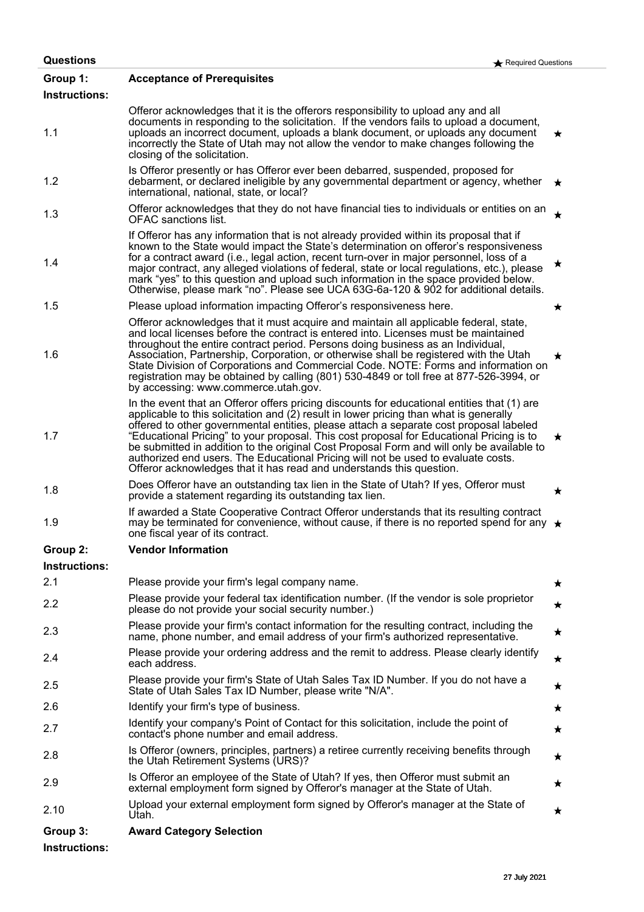## Questions

★ Required Questions

| | | |
|---|---|---|
| **Group 1:** | **Acceptance of Prerequisites** | |
| **Instructions:** | | |
| 1.1 | Offeror acknowledges that it is the offerors responsibility to upload any and all documents in responding to the solicitation. If the vendors fails to upload a document, uploads an incorrect document, uploads a blank document, or uploads any document incorrectly the State of Utah may not allow the vendor to make changes following the closing of the solicitation. | ★ |
| 1.2 | Is Offeror presently or has Offeror ever been debarred, suspended, proposed for debarment, or declared ineligible by any governmental department or agency, whether international, national, state, or local? | ★ |
| 1.3 | Offeror acknowledges that they do not have financial ties to individuals or entities on an OFAC sanctions list. | ★ |
| 1.4 | If Offeror has any information that is not already provided within its proposal that if known to the State would impact the State's determination on offeror's responsiveness for a contract award (i.e., legal action, recent turn-over in major personnel, loss of a major contract, any alleged violations of federal, state or local regulations, etc.), please mark "yes" to this question and upload such information in the space provided below. Otherwise, please mark "no". Please see UCA 63G-6a-120 & 902 for additional details. | ★ |
| 1.5 | Please upload information impacting Offeror's responsiveness here. | ★ |
| 1.6 | Offeror acknowledges that it must acquire and maintain all applicable federal, state, and local licenses before the contract is entered into. Licenses must be maintained throughout the entire contract period. Persons doing business as an Individual, Association, Partnership, Corporation, or otherwise shall be registered with the Utah State Division of Corporations and Commercial Code. NOTE: Forms and information on registration may be obtained by calling (801) 530-4849 or toll free at 877-526-3994, or by accessing: www.commerce.utah.gov. | ★ |
| 1.7 | In the event that an Offeror offers pricing discounts for educational entities that (1) are applicable to this solicitation and (2) result in lower pricing than what is generally offered to other governmental entities, please attach a separate cost proposal labeled "Educational Pricing" to your proposal. This cost proposal for Educational Pricing is to be submitted in addition to the original Cost Proposal Form and will only be available to authorized end users. The Educational Pricing will not be used to evaluate costs. Offeror acknowledges that it has read and understands this question. | ★ |
| 1.8 | Does Offeror have an outstanding tax lien in the State of Utah? If yes, Offeror must provide a statement regarding its outstanding tax lien. | ★ |
| 1.9 | If awarded a State Cooperative Contract Offeror understands that its resulting contract may be terminated for convenience, without cause, if there is no reported spend for any one fiscal year of its contract. | ★ |
| **Group 2:** | **Vendor Information** | |
| **Instructions:** | | |
| 2.1 | Please provide your firm's legal company name. | ★ |
| 2.2 | Please provide your federal tax identification number. (If the vendor is sole proprietor please do not provide your social security number.) | ★ |
| 2.3 | Please provide your firm's contact information for the resulting contract, including the name, phone number, and email address of your firm's authorized representative. | ★ |
| 2.4 | Please provide your ordering address and the remit to address. Please clearly identify each address. | ★ |
| 2.5 | Please provide your firm's State of Utah Sales Tax ID Number. If you do not have a State of Utah Sales Tax ID Number, please write "N/A". | ★ |
| 2.6 | Identify your firm's type of business. | ★ |
| 2.7 | Identify your company's Point of Contact for this solicitation, include the point of contact's phone number and email address. | ★ |
| 2.8 | Is Offeror (owners, principles, partners) a retiree currently receiving benefits through the Utah Retirement Systems (URS)? | ★ |
| 2.9 | Is Offeror an employee of the State of Utah? If yes, then Offeror must submit an external employment form signed by Offeror's manager at the State of Utah. | ★ |
| 2.10 | Upload your external employment form signed by Offeror's manager at the State of Utah. | ★ |
| **Group 3:** | **Award Category Selection** | |
| **Instructions:** | | |

27 July 2021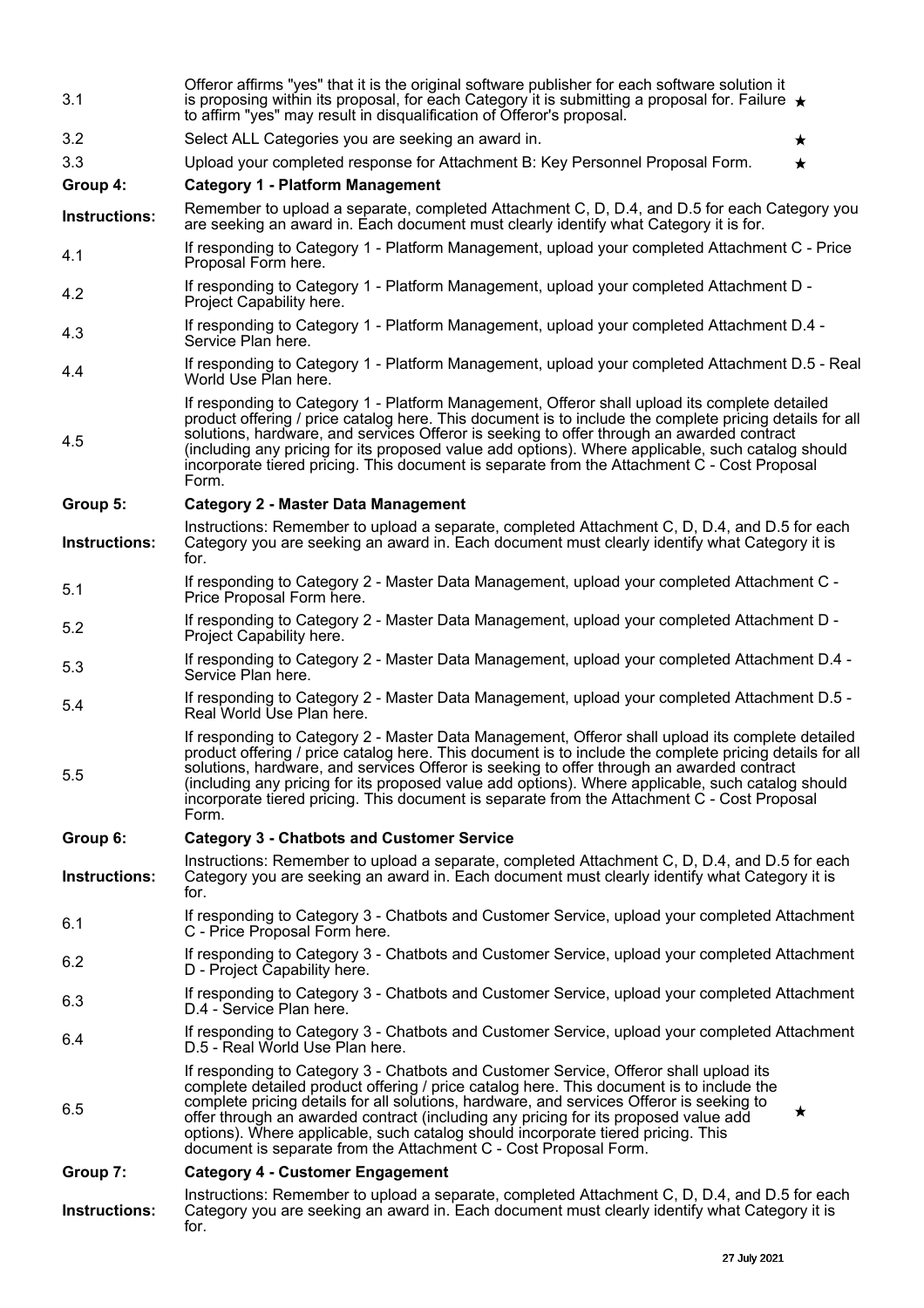| | | |
|---|---|---|
| 3.1 | Offeror affirms "yes" that it is the original software publisher for each software solution it is proposing within its proposal, for each Category it is submitting a proposal for. Failure to affirm "yes" may result in disqualification of Offeror's proposal. | ★ |
| 3.2 | Select ALL Categories you are seeking an award in. | ★ |
| 3.3 | Upload your completed response for Attachment B: Key Personnel Proposal Form. | ★ |
| **Group 4:** | **Category 1 - Platform Management** | |
| **Instructions:** | Remember to upload a separate, completed Attachment C, D, D.4, and D.5 for each Category you are seeking an award in. Each document must clearly identify what Category it is for. | |
| 4.1 | If responding to Category 1 - Platform Management, upload your completed Attachment C - Price Proposal Form here. | |
| 4.2 | If responding to Category 1 - Platform Management, upload your completed Attachment D - Project Capability here. | |
| 4.3 | If responding to Category 1 - Platform Management, upload your completed Attachment D.4 - Service Plan here. | |
| 4.4 | If responding to Category 1 - Platform Management, upload your completed Attachment D.5 - Real World Use Plan here. | |
| 4.5 | If responding to Category 1 - Platform Management, Offeror shall upload its complete detailed product offering / price catalog here. This document is to include the complete pricing details for all solutions, hardware, and services Offeror is seeking to offer through an awarded contract (including any pricing for its proposed value add options). Where applicable, such catalog should incorporate tiered pricing. This document is separate from the Attachment C - Cost Proposal Form. | |
| **Group 5:** | **Category 2 - Master Data Management** | |
| **Instructions:** | Instructions: Remember to upload a separate, completed Attachment C, D, D.4, and D.5 for each Category you are seeking an award in. Each document must clearly identify what Category it is for. | |
| 5.1 | If responding to Category 2 - Master Data Management, upload your completed Attachment C - Price Proposal Form here. | |
| 5.2 | If responding to Category 2 - Master Data Management, upload your completed Attachment D - Project Capability here. | |
| 5.3 | If responding to Category 2 - Master Data Management, upload your completed Attachment D.4 - Service Plan here. | |
| 5.4 | If responding to Category 2 - Master Data Management, upload your completed Attachment D.5 - Real World Use Plan here. | |
| 5.5 | If responding to Category 2 - Master Data Management, Offeror shall upload its complete detailed product offering / price catalog here. This document is to include the complete pricing details for all solutions, hardware, and services Offeror is seeking to offer through an awarded contract (including any pricing for its proposed value add options). Where applicable, such catalog should incorporate tiered pricing. This document is separate from the Attachment C - Cost Proposal Form. | |
| **Group 6:** | **Category 3 - Chatbots and Customer Service** | |
| **Instructions:** | Instructions: Remember to upload a separate, completed Attachment C, D, D.4, and D.5 for each Category you are seeking an award in. Each document must clearly identify what Category it is for. | |
| 6.1 | If responding to Category 3 - Chatbots and Customer Service, upload your completed Attachment C - Price Proposal Form here. | |
| 6.2 | If responding to Category 3 - Chatbots and Customer Service, upload your completed Attachment D - Project Capability here. | |
| 6.3 | If responding to Category 3 - Chatbots and Customer Service, upload your completed Attachment D.4 - Service Plan here. | |
| 6.4 | If responding to Category 3 - Chatbots and Customer Service, upload your completed Attachment D.5 - Real World Use Plan here. | |
| 6.5 | If responding to Category 3 - Chatbots and Customer Service, Offeror shall upload its complete detailed product offering / price catalog here. This document is to include the complete pricing details for all solutions, hardware, and services Offeror is seeking to offer through an awarded contract (including any pricing for its proposed value add options). Where applicable, such catalog should incorporate tiered pricing. This document is separate from the Attachment C - Cost Proposal Form. | ★ |
| **Group 7:** | **Category 4 - Customer Engagement** | |
| **Instructions:** | Instructions: Remember to upload a separate, completed Attachment C, D, D.4, and D.5 for each Category you are seeking an award in. Each document must clearly identify what Category it is for. | |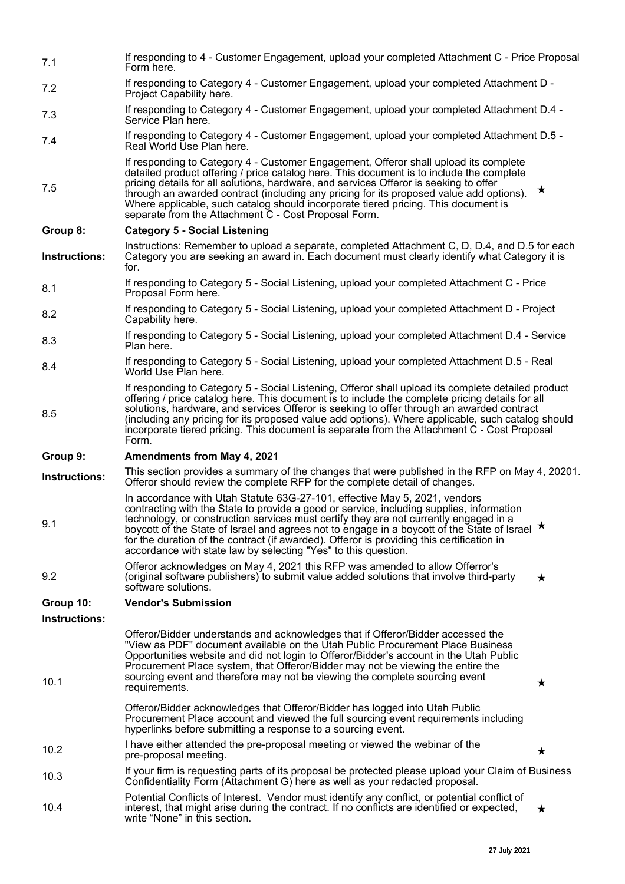| | | |
|---|---|---|
| 7.1 | If responding to 4 - Customer Engagement, upload your completed Attachment C - Price Proposal Form here. | |
| 7.2 | If responding to Category 4 - Customer Engagement, upload your completed Attachment D - Project Capability here. | |
| 7.3 | If responding to Category 4 - Customer Engagement, upload your completed Attachment D.4 - Service Plan here. | |
| 7.4 | If responding to Category 4 - Customer Engagement, upload your completed Attachment D.5 - Real World Use Plan here. | |
| 7.5 | If responding to Category 4 - Customer Engagement, Offeror shall upload its complete detailed product offering / price catalog here. This document is to include the complete pricing details for all solutions, hardware, and services Offeror is seeking to offer through an awarded contract (including any pricing for its proposed value add options). Where applicable, such catalog should incorporate tiered pricing. This document is separate from the Attachment C - Cost Proposal Form. | ★ |
| **Group 8:** | **Category 5 - Social Listening** | |
| **Instructions:** | Instructions: Remember to upload a separate, completed Attachment C, D, D.4, and D.5 for each Category you are seeking an award in. Each document must clearly identify what Category it is for. | |
| 8.1 | If responding to Category 5 - Social Listening, upload your completed Attachment C - Price Proposal Form here. | |
| 8.2 | If responding to Category 5 - Social Listening, upload your completed Attachment D - Project Capability here. | |
| 8.3 | If responding to Category 5 - Social Listening, upload your completed Attachment D.4 - Service Plan here. | |
| 8.4 | If responding to Category 5 - Social Listening, upload your completed Attachment D.5 - Real World Use Plan here. | |
| 8.5 | If responding to Category 5 - Social Listening, Offeror shall upload its complete detailed product offering / price catalog here. This document is to include the complete pricing details for all solutions, hardware, and services Offeror is seeking to offer through an awarded contract (including any pricing for its proposed value add options). Where applicable, such catalog should incorporate tiered pricing. This document is separate from the Attachment C - Cost Proposal Form. | |
| **Group 9:** | **Amendments from May 4, 2021** | |
| **Instructions:** | This section provides a summary of the changes that were published in the RFP on May 4, 20201. Offeror should review the complete RFP for the complete detail of changes. | |
| 9.1 | In accordance with Utah Statute 63G-27-101, effective May 5, 2021, vendors contracting with the State to provide a good or service, including supplies, information technology, or construction services must certify they are not currently engaged in a boycott of the State of Israel and agrees not to engage in a boycott of the State of Israel for the duration of the contract (if awarded). Offeror is providing this certification in accordance with state law by selecting "Yes" to this question. | ★ |
| 9.2 | Offeror acknowledges on May 4, 2021 this RFP was amended to allow Offerror's (original software publishers) to submit value added solutions that involve third-party software solutions. | ★ |
| **Group 10:** | **Vendor's Submission** | |
| **Instructions:** | | |
| 10.1 | Offeror/Bidder understands and acknowledges that if Offeror/Bidder accessed the "View as PDF" document available on the Utah Public Procurement Place Business Opportunities website and did not login to Offeror/Bidder's account in the Utah Public Procurement Place system, that Offeror/Bidder may not be viewing the entire the sourcing event and therefore may not be viewing the complete sourcing event requirements.<br><br>Offeror/Bidder acknowledges that Offeror/Bidder has logged into Utah Public Procurement Place account and viewed the full sourcing event requirements including hyperlinks before submitting a response to a sourcing event. | ★ |
| 10.2 | I have either attended the pre-proposal meeting or viewed the webinar of the pre-proposal meeting. | ★ |
| 10.3 | If your firm is requesting parts of its proposal be protected please upload your Claim of Business Confidentiality Form (Attachment G) here as well as your redacted proposal. | |
| 10.4 | Potential Conflicts of Interest. Vendor must identify any conflict, or potential conflict of interest, that might arise during the contract. If no conflicts are identified or expected, write "None" in this section. | ★ |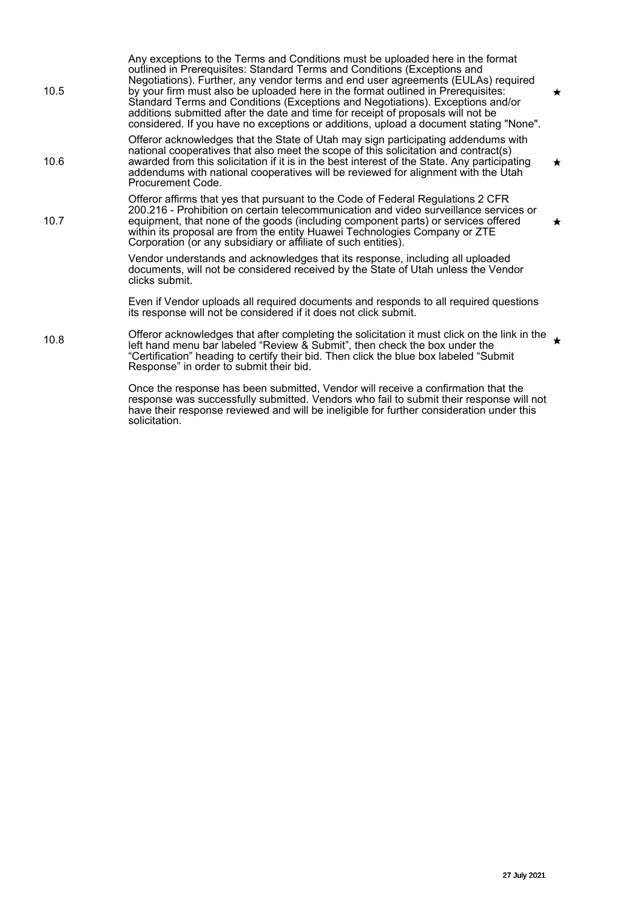| | | |
|---|---|---|
| 10.5 | Any exceptions to the Terms and Conditions must be uploaded here in the format outlined in Prerequisites: Standard Terms and Conditions (Exceptions and Negotiations). Further, any vendor terms and end user agreements (EULAs) required by your firm must also be uploaded here in the format outlined in Prerequisites: Standard Terms and Conditions (Exceptions and Negotiations). Exceptions and/or additions submitted after the date and time for receipt of proposals will not be considered. If you have no exceptions or additions, upload a document stating "None". | ★ |
| 10.6 | Offeror acknowledges that the State of Utah may sign participating addendums with national cooperatives that also meet the scope of this solicitation and contract(s) awarded from this solicitation if it is in the best interest of the State. Any participating addendums with national cooperatives will be reviewed for alignment with the Utah Procurement Code. | ★ |
| 10.7 | Offeror affirms that yes that pursuant to the Code of Federal Regulations 2 CFR 200.216 - Prohibition on certain telecommunication and video surveillance services or equipment, that none of the goods (including component parts) or services offered within its proposal are from the entity Huawei Technologies Company or ZTE Corporation (or any subsidiary or affiliate of such entities). | ★ |
| 10.8 | Vendor understands and acknowledges that its response, including all uploaded documents, will not be considered received by the State of Utah unless the Vendor clicks submit.<br><br>Even if Vendor uploads all required documents and responds to all required questions its response will not be considered if it does not click submit.<br><br>Offeror acknowledges that after completing the solicitation it must click on the link in the left hand menu bar labeled "Review & Submit", then check the box under the "Certification" heading to certify their bid. Then click the blue box labeled "Submit Response" in order to submit their bid.<br><br>Once the response has been submitted, Vendor will receive a confirmation that the response was successfully submitted. Vendors who fail to submit their response will not have their response reviewed and will be ineligible for further consideration under this solicitation. | ★ |

27 July 2021